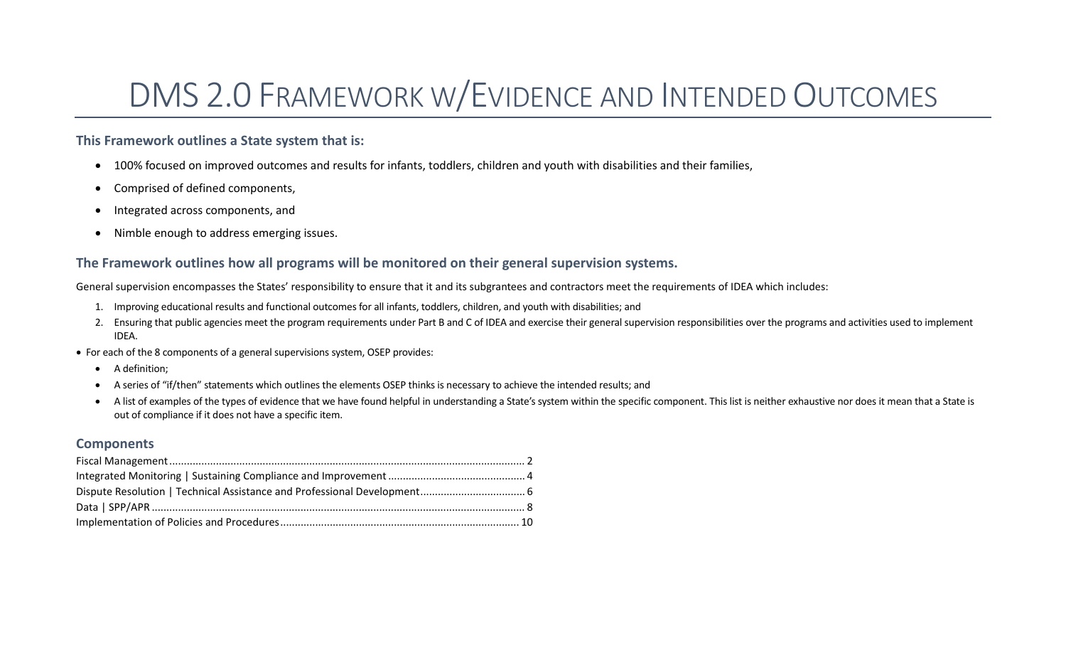# DMS 2.0 Framework w/Evidence and Intended Outcomes

### This Framework outlines a State system that is:

- 100% focused on improved outcomes and results for infants, toddlers, children and youth with disabilities and their families,
- Comprised of defined components,
- Integrated across components, and
- Nimble enough to address emerging issues.

### The Framework outlines how all programs will be monitored on their general supervision systems.

General supervision encompasses the States' responsibility to ensure that it and its subgrantees and contractors meet the requirements of IDEA which includes:

1. Improving educational results and functional outcomes for all infants, toddlers, children, and youth with disabilities; and
2. Ensuring that public agencies meet the program requirements under Part B and C of IDEA and exercise their general supervision responsibilities over the programs and activities used to implement IDEA.

- For each of the 8 components of a general supervisions system, OSEP provides:
  - A definition;
  - A series of "if/then" statements which outlines the elements OSEP thinks is necessary to achieve the intended results; and
  - A list of examples of the types of evidence that we have found helpful in understanding a State's system within the specific component. This list is neither exhaustive nor does it mean that a State is out of compliance if it does not have a specific item.

### Components

Fiscal Management .......... 2
Integrated Monitoring | Sustaining Compliance and Improvement .......... 4
Dispute Resolution | Technical Assistance and Professional Development .......... 6
Data | SPP/APR .......... 8
Implementation of Policies and Procedures .......... 10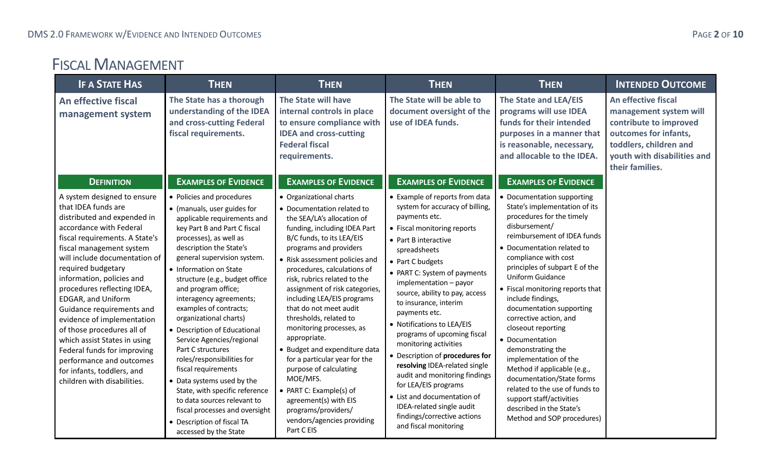# Fiscal Management

| If a State Has | Then | Then | Then | Then | Intended Outcome |
| --- | --- | --- | --- | --- | --- |
| **An effective fiscal management system** | **The State has a thorough understanding of the IDEA and cross-cutting Federal fiscal requirements.** | **The State will have internal controls in place to ensure compliance with IDEA and cross-cutting Federal fiscal requirements.** | **The State will be able to document oversight of the use of IDEA funds.** | **The State and LEA/EIS programs will use IDEA funds for their intended purposes in a manner that is reasonable, necessary, and allocable to the IDEA.** | **An effective fiscal management system will contribute to improved outcomes for infants, toddlers, children and youth with disabilities and their families.** |
| **Definition** | **Examples of Evidence** | **Examples of Evidence** | **Examples of Evidence** | **Examples of Evidence** | |
| A system designed to ensure that IDEA funds are distributed and expended in accordance with Federal fiscal requirements. A State's fiscal management system will include documentation of required budgetary information, policies and procedures reflecting IDEA, EDGAR, and Uniform Guidance requirements and evidence of implementation of those procedures all of which assist States in using Federal funds for improving performance and outcomes for infants, toddlers, and children with disabilities. | • Policies and procedures<br>• (manuals, user guides for applicable requirements and key Part B and Part C fiscal processes), as well as description the State's general supervision system.<br>• Information on State structure (e.g., budget office and program office; interagency agreements; examples of contracts; organizational charts)<br>• Description of Educational Service Agencies/regional Part C structures roles/responsibilities for fiscal requirements<br>• Data systems used by the State, with specific reference to data sources relevant to fiscal processes and oversight<br>• Description of fiscal TA accessed by the State | • Organizational charts<br>• Documentation related to the SEA/LA's allocation of funding, including IDEA Part B/C funds, to its LEA/EIS programs and providers<br>• Risk assessment policies and procedures, calculations of risk, rubrics related to the assignment of risk categories, including LEA/EIS programs that do not meet audit thresholds, related to monitoring processes, as appropriate.<br>• Budget and expenditure data for a particular year for the purpose of calculating MOE/MFS.<br>• PART C: Example(s) of agreement(s) with EIS programs/providers/ vendors/agencies providing Part C EIS | • Example of reports from data system for accuracy of billing, payments etc.<br>• Fiscal monitoring reports<br>• Part B interactive spreadsheets<br>• Part C budgets<br>• PART C: System of payments implementation – payor source, ability to pay, access to insurance, interim payments etc.<br>• Notifications to LEA/EIS programs of upcoming fiscal monitoring activities<br>• Description of **procedures for resolving** IDEA-related single audit and monitoring findings for LEA/EIS programs<br>• List and documentation of IDEA-related single audit findings/corrective actions and fiscal monitoring | • Documentation supporting State's implementation of its procedures for the timely disbursement/ reimbursement of IDEA funds<br>• Documentation related to compliance with cost principles of subpart E of the Uniform Guidance<br>• Fiscal monitoring reports that include findings, documentation supporting corrective action, and closeout reporting<br>• Documentation demonstrating the implementation of the Method if applicable (e.g., documentation/State forms related to the use of funds to support staff/activities described in the State's Method and SOP procedures) | |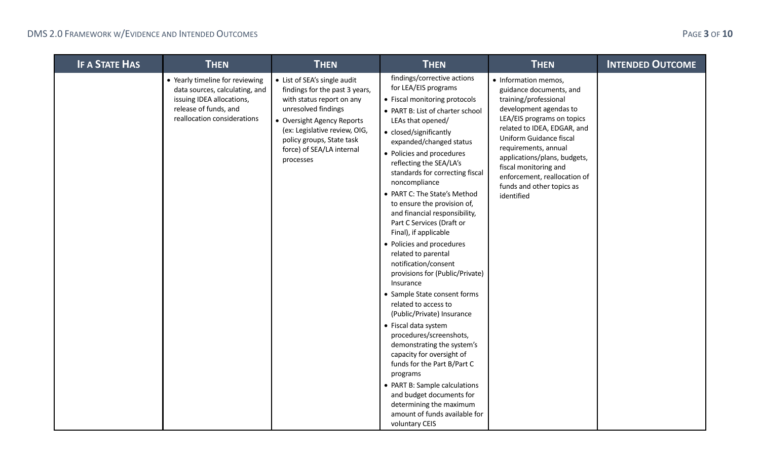| IF A STATE HAS | THEN | THEN | THEN | THEN | INTENDED OUTCOME |
|---|---|---|---|---|---|
| | • Yearly timeline for reviewing data sources, calculating, and issuing IDEA allocations, release of funds, and reallocation considerations | • List of SEA's single audit findings for the past 3 years, with status report on any unresolved findings<br>• Oversight Agency Reports (ex: Legislative review, OIG, policy groups, State task force) of SEA/LA internal processes | findings/corrective actions for LEA/EIS programs<br>• Fiscal monitoring protocols<br>• PART B: List of charter school LEAs that opened/<br>• closed/significantly expanded/changed status<br>• Policies and procedures reflecting the SEA/LA's standards for correcting fiscal noncompliance<br>• PART C: The State's Method to ensure the provision of, and financial responsibility, Part C Services (Draft or Final), if applicable<br>• Policies and procedures related to parental notification/consent provisions for (Public/Private) Insurance<br>• Sample State consent forms related to access to (Public/Private) Insurance<br>• Fiscal data system procedures/screenshots, demonstrating the system's capacity for oversight of funds for the Part B/Part C programs<br>• PART B: Sample calculations and budget documents for determining the maximum amount of funds available for voluntary CEIS | • Information memos, guidance documents, and training/professional development agendas to LEA/EIS programs on topics related to IDEA, EDGAR, and Uniform Guidance fiscal requirements, annual applications/plans, budgets, fiscal monitoring and enforcement, reallocation of funds and other topics as identified | |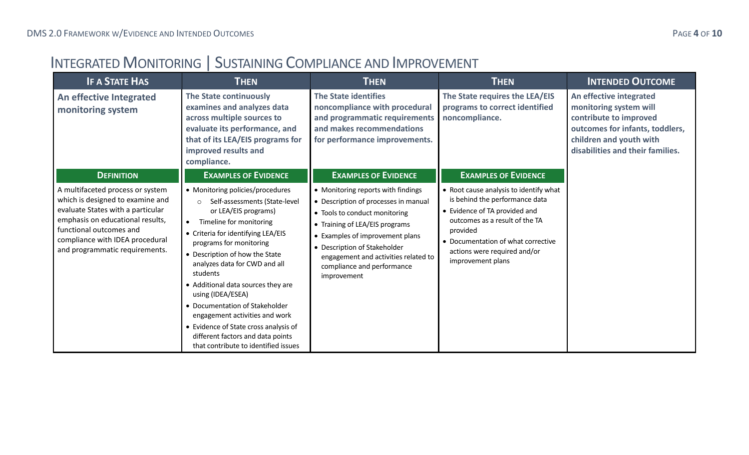# Integrated Monitoring | Sustaining Compliance and Improvement

| If a State Has | Then | Then | Then | Intended Outcome |
|---|---|---|---|---|
| **An effective Integrated monitoring system** | **The State continuously examines and analyzes data across multiple sources to evaluate its performance, and that of its LEA/EIS programs for improved results and compliance.** | **The State identifies noncompliance with procedural and programmatic requirements and makes recommendations for performance improvements.** | **The State requires the LEA/EIS programs to correct identified noncompliance.** | **An effective integrated monitoring system will contribute to improved outcomes for infants, toddlers, children and youth with disabilities and their families.** |
| **Definition** | **Examples of Evidence** | **Examples of Evidence** | **Examples of Evidence** | |
| A multifaceted process or system which is designed to examine and evaluate States with a particular emphasis on educational results, functional outcomes and compliance with IDEA procedural and programmatic requirements. | • Monitoring policies/procedures<br>&nbsp;&nbsp;○ Self-assessments (State-level or LEA/EIS programs)<br>• Timeline for monitoring<br>• Criteria for identifying LEA/EIS programs for monitoring<br>• Description of how the State analyzes data for CWD and all students<br>• Additional data sources they are using (IDEA/ESEA)<br>• Documentation of Stakeholder engagement activities and work<br>• Evidence of State cross analysis of different factors and data points that contribute to identified issues | • Monitoring reports with findings<br>• Description of processes in manual<br>• Tools to conduct monitoring<br>• Training of LEA/EIS programs<br>• Examples of improvement plans<br>• Description of Stakeholder engagement and activities related to compliance and performance improvement | • Root cause analysis to identify what is behind the performance data<br>• Evidence of TA provided and outcomes as a result of the TA provided<br>• Documentation of what corrective actions were required and/or improvement plans | |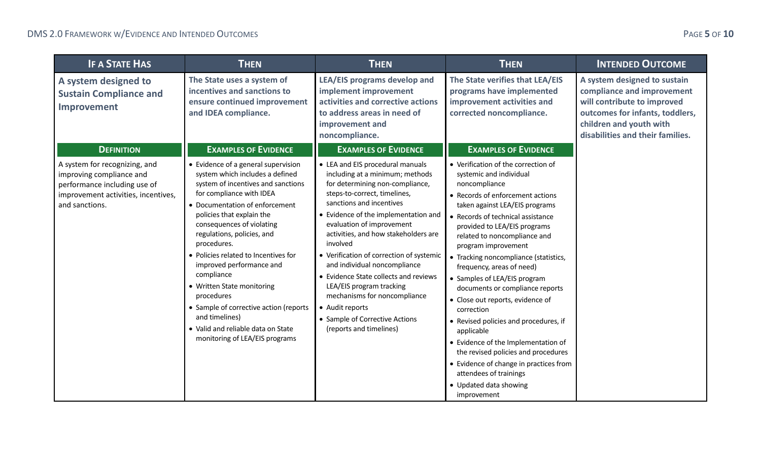| If a State Has | Then | Then | Then | Intended Outcome |
|---|---|---|---|---|
| **A system designed to Sustain Compliance and Improvement** | **The State uses a system of incentives and sanctions to ensure continued improvement and IDEA compliance.** | **LEA/EIS programs develop and implement improvement activities and corrective actions to address areas in need of improvement and noncompliance.** | **The State verifies that LEA/EIS programs have implemented improvement activities and corrected noncompliance.** | **A system designed to sustain compliance and improvement will contribute to improved outcomes for infants, toddlers, children and youth with disabilities and their families.** |
| **Definition** | **Examples of Evidence** | **Examples of Evidence** | **Examples of Evidence** | |
| A system for recognizing, and improving compliance and performance including use of improvement activities, incentives, and sanctions. | • Evidence of a general supervision system which includes a defined system of incentives and sanctions for compliance with IDEA<br>• Documentation of enforcement policies that explain the consequences of violating regulations, policies, and procedures.<br>• Policies related to Incentives for improved performance and compliance<br>• Written State monitoring procedures<br>• Sample of corrective action (reports and timelines)<br>• Valid and reliable data on State monitoring of LEA/EIS programs | • LEA and EIS procedural manuals including at a minimum; methods for determining non-compliance, steps-to-correct, timelines, sanctions and incentives<br>• Evidence of the implementation and evaluation of improvement activities, and how stakeholders are involved<br>• Verification of correction of systemic and individual noncompliance<br>• Evidence State collects and reviews LEA/EIS program tracking mechanisms for noncompliance<br>• Audit reports<br>• Sample of Corrective Actions (reports and timelines) | • Verification of the correction of systemic and individual noncompliance<br>• Records of enforcement actions taken against LEA/EIS programs<br>• Records of technical assistance provided to LEA/EIS programs related to noncompliance and program improvement<br>• Tracking noncompliance (statistics, frequency, areas of need)<br>• Samples of LEA/EIS program documents or compliance reports<br>• Close out reports, evidence of correction<br>• Revised policies and procedures, if applicable<br>• Evidence of the Implementation of the revised policies and procedures<br>• Evidence of change in practices from attendees of trainings<br>• Updated data showing improvement | |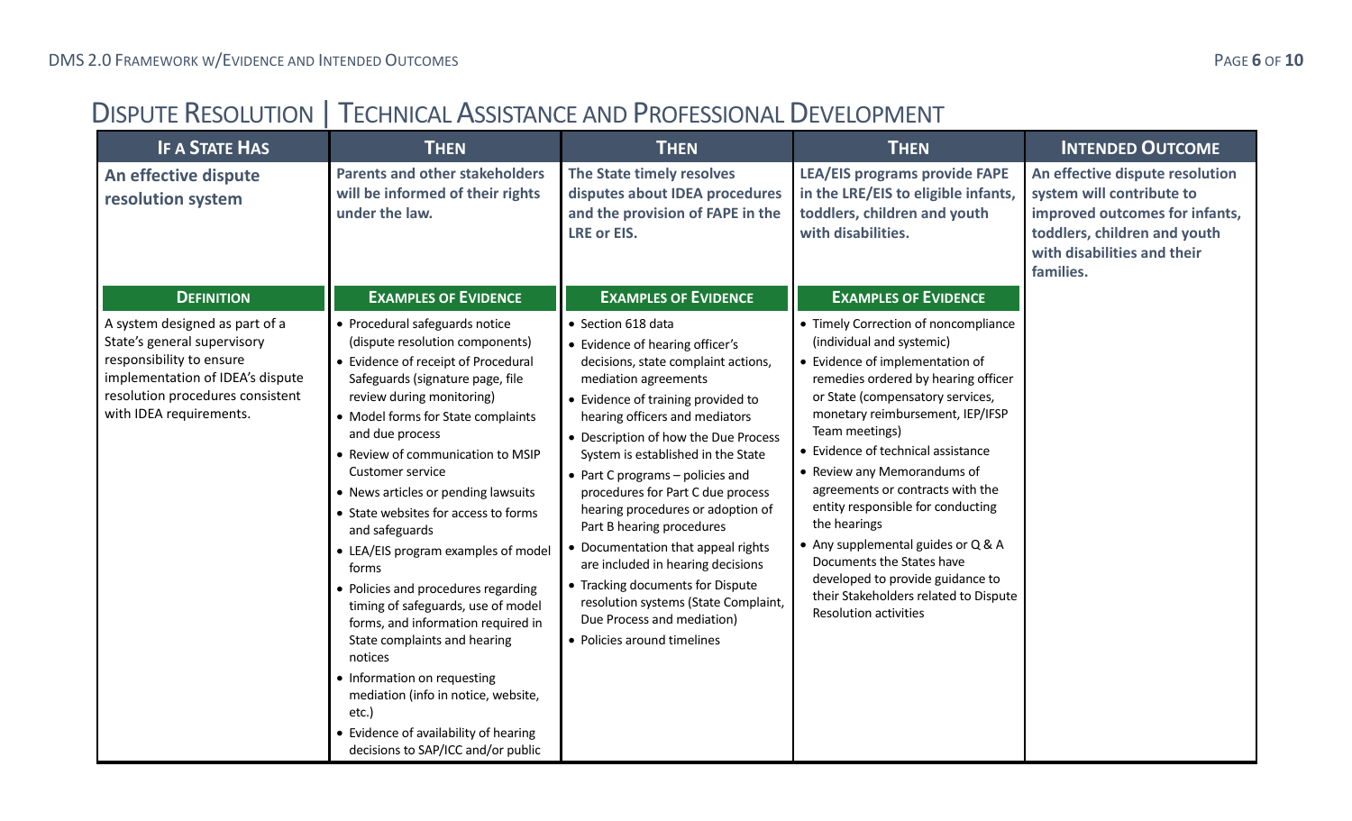# Dispute Resolution | Technical Assistance and Professional Development

| If a State Has | Then | Then | Then | Intended Outcome |
|---|---|---|---|---|
| **An effective dispute resolution system** | **Parents and other stakeholders will be informed of their rights under the law.** | **The State timely resolves disputes about IDEA procedures and the provision of FAPE in the LRE or EIS.** | **LEA/EIS programs provide FAPE in the LRE/EIS to eligible infants, toddlers, children and youth with disabilities.** | **An effective dispute resolution system will contribute to improved outcomes for infants, toddlers, children and youth with disabilities and their families.** |
| **Definition** | **Examples of Evidence** | **Examples of Evidence** | **Examples of Evidence** | |
| A system designed as part of a State's general supervisory responsibility to ensure implementation of IDEA's dispute resolution procedures consistent with IDEA requirements. | • Procedural safeguards notice (dispute resolution components)<br>• Evidence of receipt of Procedural Safeguards (signature page, file review during monitoring)<br>• Model forms for State complaints and due process<br>• Review of communication to MSIP Customer service<br>• News articles or pending lawsuits<br>• State websites for access to forms and safeguards<br>• LEA/EIS program examples of model forms<br>• Policies and procedures regarding timing of safeguards, use of model forms, and information required in State complaints and hearing notices<br>• Information on requesting mediation (info in notice, website, etc.)<br>• Evidence of availability of hearing decisions to SAP/ICC and/or public | • Section 618 data<br>• Evidence of hearing officer's decisions, state complaint actions, mediation agreements<br>• Evidence of training provided to hearing officers and mediators<br>• Description of how the Due Process System is established in the State<br>• Part C programs – policies and procedures for Part C due process hearing procedures or adoption of Part B hearing procedures<br>• Documentation that appeal rights are included in hearing decisions<br>• Tracking documents for Dispute resolution systems (State Complaint, Due Process and mediation)<br>• Policies around timelines | • Timely Correction of noncompliance (individual and systemic)<br>• Evidence of implementation of remedies ordered by hearing officer or State (compensatory services, monetary reimbursement, IEP/IFSP Team meetings)<br>• Evidence of technical assistance<br>• Review any Memorandums of agreements or contracts with the entity responsible for conducting the hearings<br>• Any supplemental guides or Q & A Documents the States have developed to provide guidance to their Stakeholders related to Dispute Resolution activities | |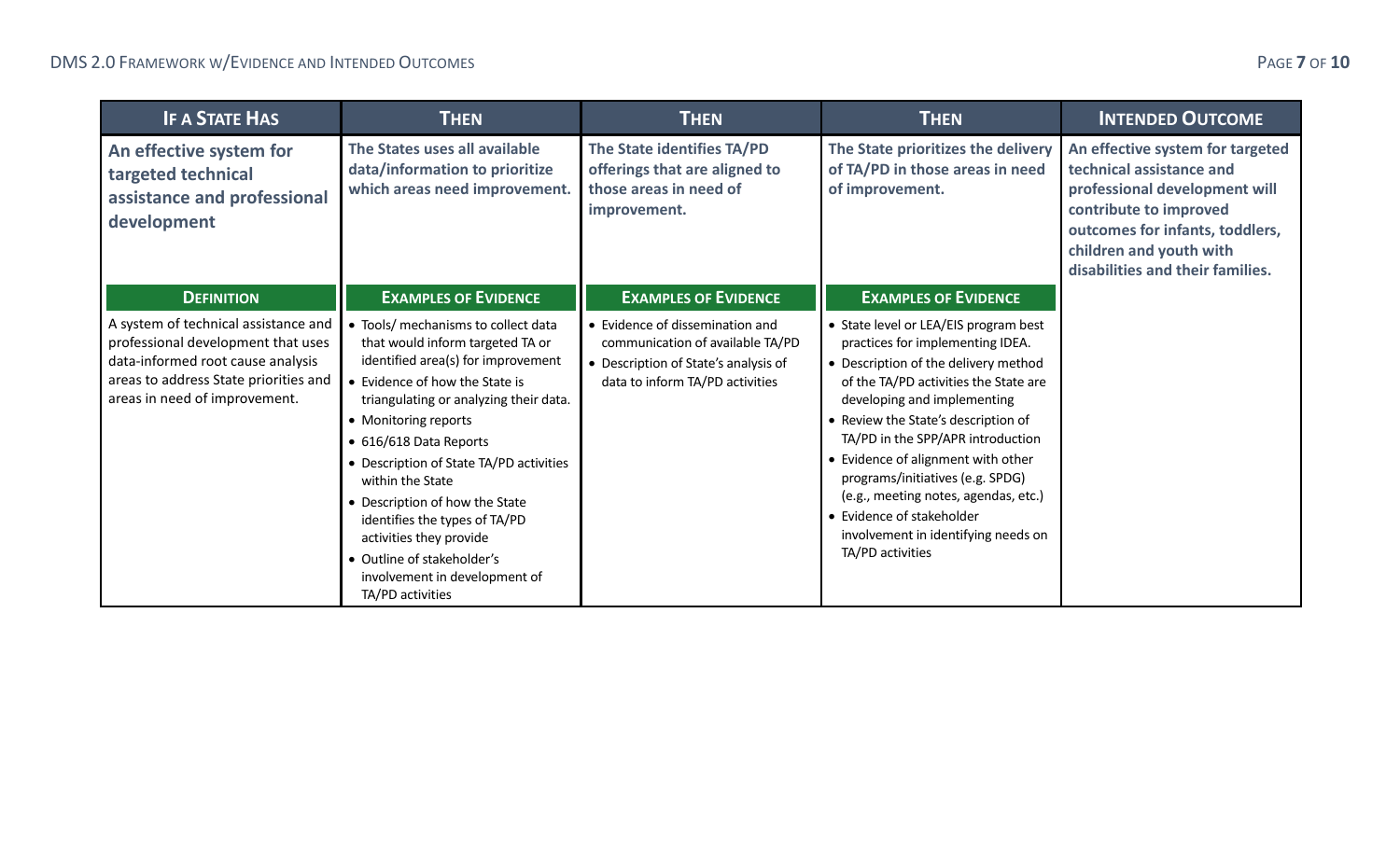| If a State Has | Then | Then | Then | Intended Outcome |
|---|---|---|---|---|
| **An effective system for targeted technical assistance and professional development** | **The States uses all available data/information to prioritize which areas need improvement.** | **The State identifies TA/PD offerings that are aligned to those areas in need of improvement.** | **The State prioritizes the delivery of TA/PD in those areas in need of improvement.** | **An effective system for targeted technical assistance and professional development will contribute to improved outcomes for infants, toddlers, children and youth with disabilities and their families.** |
| **Definition** | **Examples of Evidence** | **Examples of Evidence** | **Examples of Evidence** | |
| A system of technical assistance and professional development that uses data-informed root cause analysis areas to address State priorities and areas in need of improvement. | • Tools/ mechanisms to collect data that would inform targeted TA or identified area(s) for improvement<br>• Evidence of how the State is triangulating or analyzing their data.<br>• Monitoring reports<br>• 616/618 Data Reports<br>• Description of State TA/PD activities within the State<br>• Description of how the State identifies the types of TA/PD activities they provide<br>• Outline of stakeholder's involvement in development of TA/PD activities | • Evidence of dissemination and communication of available TA/PD<br>• Description of State's analysis of data to inform TA/PD activities | • State level or LEA/EIS program best practices for implementing IDEA.<br>• Description of the delivery method of the TA/PD activities the State are developing and implementing<br>• Review the State's description of TA/PD in the SPP/APR introduction<br>• Evidence of alignment with other programs/initiatives (e.g. SPDG) (e.g., meeting notes, agendas, etc.)<br>• Evidence of stakeholder involvement in identifying needs on TA/PD activities | |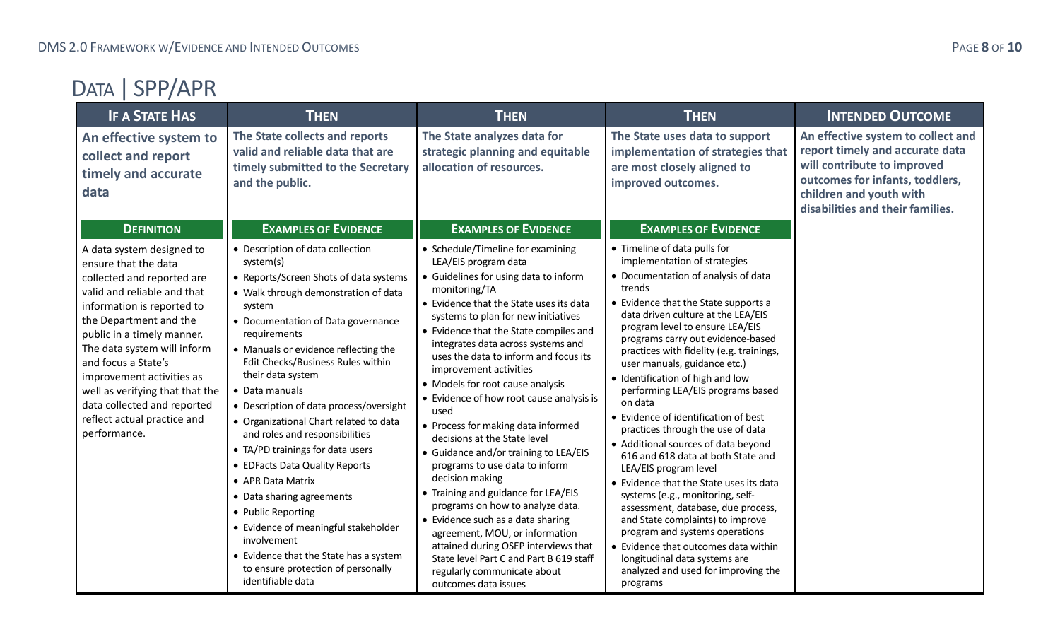# DATA | SPP/APR

| IF A STATE HAS | THEN | THEN | THEN | INTENDED OUTCOME |
|---|---|---|---|---|
| **An effective system to collect and report timely and accurate data** | **The State collects and reports valid and reliable data that are timely submitted to the Secretary and the public.** | **The State analyzes data for strategic planning and equitable allocation of resources.** | **The State uses data to support implementation of strategies that are most closely aligned to improved outcomes.** | **An effective system to collect and report timely and accurate data will contribute to improved outcomes for infants, toddlers, children and youth with disabilities and their families.** |
| **DEFINITION** | **EXAMPLES OF EVIDENCE** | **EXAMPLES OF EVIDENCE** | **EXAMPLES OF EVIDENCE** | |
| A data system designed to ensure that the data collected and reported are valid and reliable and that information is reported to the Department and the public in a timely manner. The data system will inform and focus a State's improvement activities as well as verifying that that the data collected and reported reflect actual practice and performance. | • Description of data collection system(s)<br>• Reports/Screen Shots of data systems<br>• Walk through demonstration of data system<br>• Documentation of Data governance requirements<br>• Manuals or evidence reflecting the Edit Checks/Business Rules within their data system<br>• Data manuals<br>• Description of data process/oversight<br>• Organizational Chart related to data and roles and responsibilities<br>• TA/PD trainings for data users<br>• EDFacts Data Quality Reports<br>• APR Data Matrix<br>• Data sharing agreements<br>• Public Reporting<br>• Evidence of meaningful stakeholder involvement<br>• Evidence that the State has a system to ensure protection of personally identifiable data | • Schedule/Timeline for examining LEA/EIS program data<br>• Guidelines for using data to inform monitoring/TA<br>• Evidence that the State uses its data systems to plan for new initiatives<br>• Evidence that the State compiles and integrates data across systems and uses the data to inform and focus its improvement activities<br>• Models for root cause analysis<br>• Evidence of how root cause analysis is used<br>• Process for making data informed decisions at the State level<br>• Guidance and/or training to LEA/EIS programs to use data to inform decision making<br>• Training and guidance for LEA/EIS programs on how to analyze data.<br>• Evidence such as a data sharing agreement, MOU, or information attained during OSEP interviews that State level Part C and Part B 619 staff regularly communicate about outcomes data issues | • Timeline of data pulls for implementation of strategies<br>• Documentation of analysis of data trends<br>• Evidence that the State supports a data driven culture at the LEA/EIS program level to ensure LEA/EIS programs carry out evidence-based practices with fidelity (e.g. trainings, user manuals, guidance etc.)<br>• Identification of high and low performing LEA/EIS programs based on data<br>• Evidence of identification of best practices through the use of data<br>• Additional sources of data beyond 616 and 618 data at both State and LEA/EIS program level<br>• Evidence that the State uses its data systems (e.g., monitoring, self-assessment, database, due process, and State complaints) to improve program and systems operations<br>• Evidence that outcomes data within longitudinal data systems are analyzed and used for improving the programs | |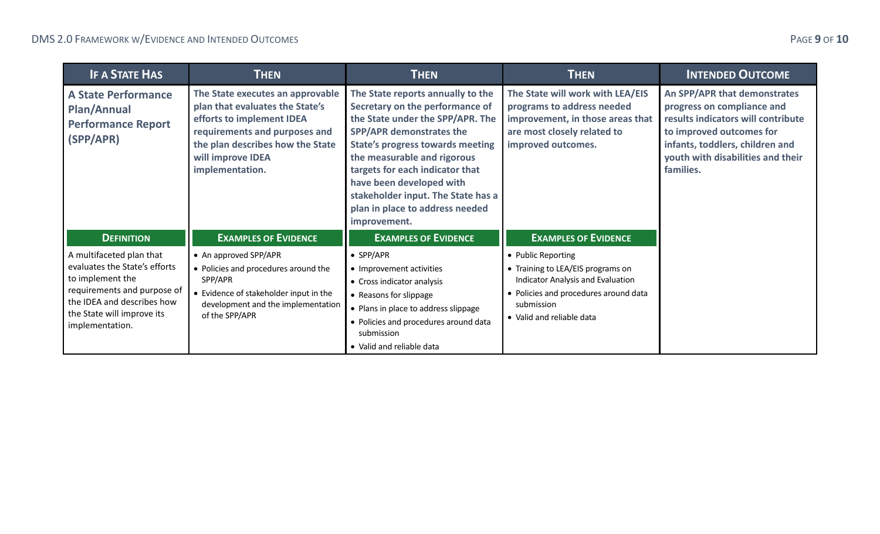| IF A STATE HAS | THEN | THEN | THEN | INTENDED OUTCOME |
|---|---|---|---|---|
| **A State Performance Plan/Annual Performance Report (SPP/APR)** | **The State executes an approvable plan that evaluates the State's efforts to implement IDEA requirements and purposes and the plan describes how the State will improve IDEA implementation.** | **The State reports annually to the Secretary on the performance of the State under the SPP/APR. The SPP/APR demonstrates the State's progress towards meeting the measurable and rigorous targets for each indicator that have been developed with stakeholder input. The State has a plan in place to address needed improvement.** | **The State will work with LEA/EIS programs to address needed improvement, in those areas that are most closely related to improved outcomes.** | **An SPP/APR that demonstrates progress on compliance and results indicators will contribute to improved outcomes for infants, toddlers, children and youth with disabilities and their families.** |
| **DEFINITION** | **EXAMPLES OF EVIDENCE** | **EXAMPLES OF EVIDENCE** | **EXAMPLES OF EVIDENCE** | |
| A multifaceted plan that evaluates the State's efforts to implement the requirements and purpose of the IDEA and describes how the State will improve its implementation. | • An approved SPP/APR<br>• Policies and procedures around the SPP/APR<br>• Evidence of stakeholder input in the development and the implementation of the SPP/APR | • SPP/APR<br>• Improvement activities<br>• Cross indicator analysis<br>• Reasons for slippage<br>• Plans in place to address slippage<br>• Policies and procedures around data submission<br>• Valid and reliable data | • Public Reporting<br>• Training to LEA/EIS programs on Indicator Analysis and Evaluation<br>• Policies and procedures around data submission<br>• Valid and reliable data | |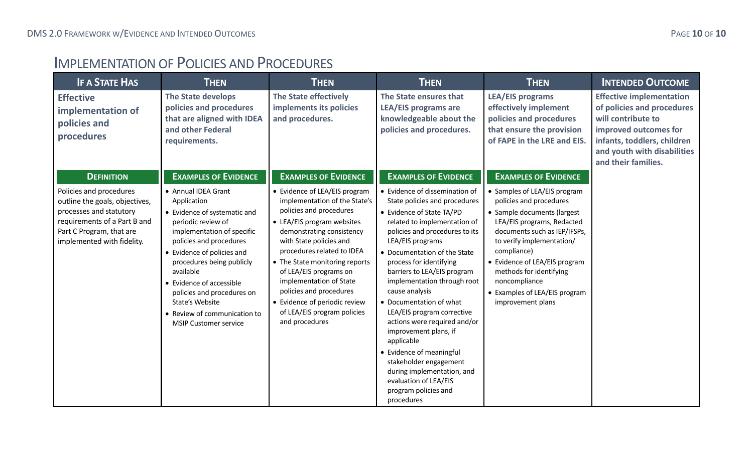# Implementation of Policies and Procedures

| If a State Has | Then | Then | Then | Then | Intended Outcome |
|---|---|---|---|---|---|
| **Effective implementation of policies and procedures** | **The State develops policies and procedures that are aligned with IDEA and other Federal requirements.** | **The State effectively implements its policies and procedures.** | **The State ensures that LEA/EIS programs are knowledgeable about the policies and procedures.** | **LEA/EIS programs effectively implement policies and procedures that ensure the provision of FAPE in the LRE and EIS.** | **Effective implementation of policies and procedures will contribute to improved outcomes for infants, toddlers, children and youth with disabilities and their families.** |
| **Definition** | **Examples of Evidence** | **Examples of Evidence** | **Examples of Evidence** | **Examples of Evidence** | |
| Policies and procedures outline the goals, objectives, processes and statutory requirements of a Part B and Part C Program, that are implemented with fidelity. | • Annual IDEA Grant Application<br>• Evidence of systematic and periodic review of implementation of specific policies and procedures<br>• Evidence of policies and procedures being publicly available<br>• Evidence of accessible policies and procedures on State's Website<br>• Review of communication to MSIP Customer service | • Evidence of LEA/EIS program implementation of the State's policies and procedures<br>• LEA/EIS program websites demonstrating consistency with State policies and procedures related to IDEA<br>• The State monitoring reports of LEA/EIS programs on implementation of State policies and procedures<br>• Evidence of periodic review of LEA/EIS program policies and procedures | • Evidence of dissemination of State policies and procedures<br>• Evidence of State TA/PD related to implementation of policies and procedures to its LEA/EIS programs<br>• Documentation of the State process for identifying barriers to LEA/EIS program implementation through root cause analysis<br>• Documentation of what LEA/EIS program corrective actions were required and/or improvement plans, if applicable<br>• Evidence of meaningful stakeholder engagement during implementation, and evaluation of LEA/EIS program policies and procedures | • Samples of LEA/EIS program policies and procedures<br>• Sample documents (largest LEA/EIS programs, Redacted documents such as IEP/IFSPs, to verify implementation/ compliance)<br>• Evidence of LEA/EIS program methods for identifying noncompliance<br>• Examples of LEA/EIS program improvement plans | |